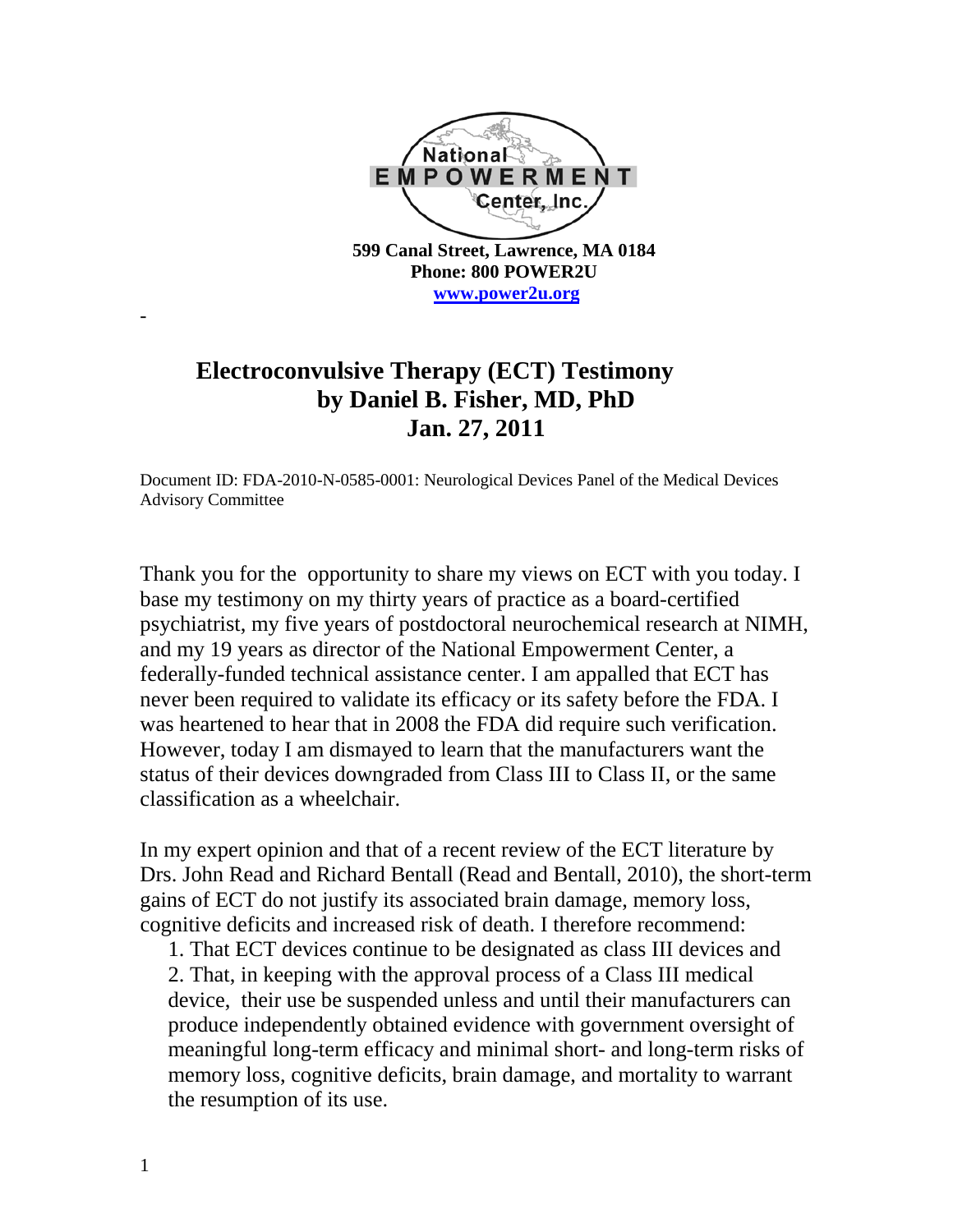National EMPOWERMENT Center, Inc.

**599 Canal Street, Lawrence, MA 0184**
**Phone: 800 POWER2U**
**www.power2u.org**

-

# Electroconvulsive Therapy (ECT) Testimony by Daniel B. Fisher, MD, PhD Jan. 27, 2011

Document ID: FDA-2010-N-0585-0001: Neurological Devices Panel of the Medical Devices Advisory Committee

Thank you for the opportunity to share my views on ECT with you today. I base my testimony on my thirty years of practice as a board-certified psychiatrist, my five years of postdoctoral neurochemical research at NIMH, and my 19 years as director of the National Empowerment Center, a federally-funded technical assistance center. I am appalled that ECT has never been required to validate its efficacy or its safety before the FDA. I was heartened to hear that in 2008 the FDA did require such verification. However, today I am dismayed to learn that the manufacturers want the status of their devices downgraded from Class III to Class II, or the same classification as a wheelchair.

In my expert opinion and that of a recent review of the ECT literature by Drs. John Read and Richard Bentall (Read and Bentall, 2010), the short-term gains of ECT do not justify its associated brain damage, memory loss, cognitive deficits and increased risk of death. I therefore recommend:

1. That ECT devices continue to be designated as class III devices and
2. That, in keeping with the approval process of a Class III medical device, their use be suspended unless and until their manufacturers can produce independently obtained evidence with government oversight of meaningful long-term efficacy and minimal short- and long-term risks of memory loss, cognitive deficits, brain damage, and mortality to warrant the resumption of its use.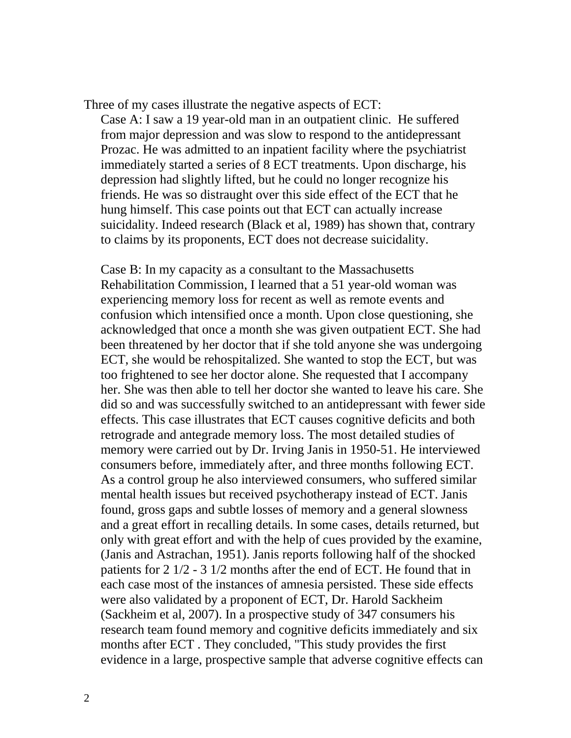Three of my cases illustrate the negative aspects of ECT:

Case A: I saw a 19 year-old man in an outpatient clinic. He suffered from major depression and was slow to respond to the antidepressant Prozac. He was admitted to an inpatient facility where the psychiatrist immediately started a series of 8 ECT treatments. Upon discharge, his depression had slightly lifted, but he could no longer recognize his friends. He was so distraught over this side effect of the ECT that he hung himself. This case points out that ECT can actually increase suicidality. Indeed research (Black et al, 1989) has shown that, contrary to claims by its proponents, ECT does not decrease suicidality.

Case B: In my capacity as a consultant to the Massachusetts Rehabilitation Commission, I learned that a 51 year-old woman was experiencing memory loss for recent as well as remote events and confusion which intensified once a month. Upon close questioning, she acknowledged that once a month she was given outpatient ECT. She had been threatened by her doctor that if she told anyone she was undergoing ECT, she would be rehospitalized. She wanted to stop the ECT, but was too frightened to see her doctor alone. She requested that I accompany her. She was then able to tell her doctor she wanted to leave his care. She did so and was successfully switched to an antidepressant with fewer side effects. This case illustrates that ECT causes cognitive deficits and both retrograde and antegrade memory loss. The most detailed studies of memory were carried out by Dr. Irving Janis in 1950-51. He interviewed consumers before, immediately after, and three months following ECT. As a control group he also interviewed consumers, who suffered similar mental health issues but received psychotherapy instead of ECT. Janis found, gross gaps and subtle losses of memory and a general slowness and a great effort in recalling details. In some cases, details returned, but only with great effort and with the help of cues provided by the examine, (Janis and Astrachan, 1951). Janis reports following half of the shocked patients for 2 1/2 - 3 1/2 months after the end of ECT. He found that in each case most of the instances of amnesia persisted. These side effects were also validated by a proponent of ECT, Dr. Harold Sackheim (Sackheim et al, 2007). In a prospective study of 347 consumers his research team found memory and cognitive deficits immediately and six months after ECT . They concluded, "This study provides the first evidence in a large, prospective sample that adverse cognitive effects can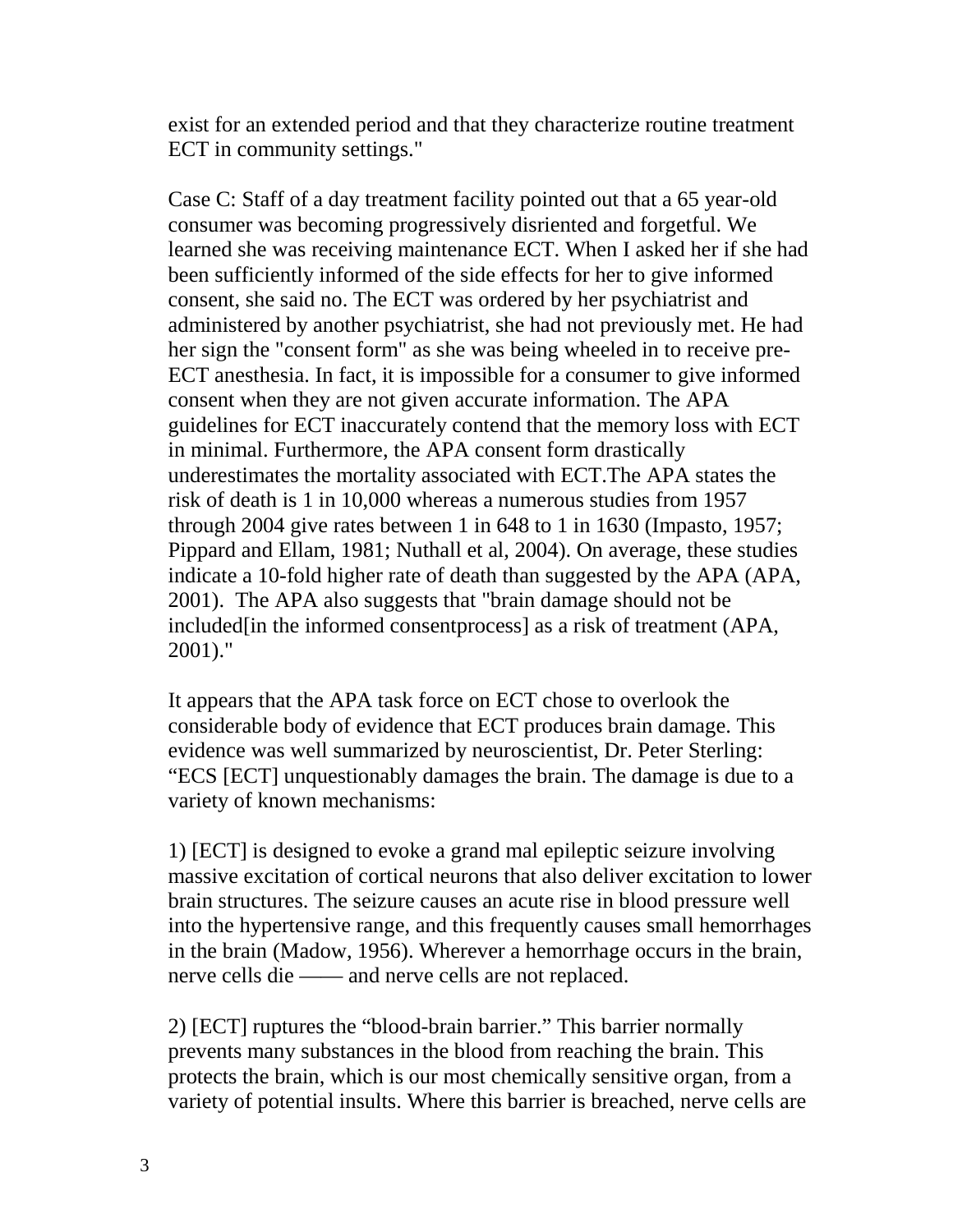exist for an extended period and that they characterize routine treatment ECT in community settings."

Case C: Staff of a day treatment facility pointed out that a 65 year-old consumer was becoming progressively disriented and forgetful. We learned she was receiving maintenance ECT. When I asked her if she had been sufficiently informed of the side effects for her to give informed consent, she said no. The ECT was ordered by her psychiatrist and administered by another psychiatrist, she had not previously met. He had her sign the "consent form" as she was being wheeled in to receive pre-ECT anesthesia. In fact, it is impossible for a consumer to give informed consent when they are not given accurate information. The APA guidelines for ECT inaccurately contend that the memory loss with ECT in minimal. Furthermore, the APA consent form drastically underestimates the mortality associated with ECT.The APA states the risk of death is 1 in 10,000 whereas a numerous studies from 1957 through 2004 give rates between 1 in 648 to 1 in 1630 (Impasto, 1957; Pippard and Ellam, 1981; Nuthall et al, 2004). On average, these studies indicate a 10-fold higher rate of death than suggested by the APA (APA, 2001). The APA also suggests that "brain damage should not be included[in the informed consentprocess] as a risk of treatment (APA, 2001)."

It appears that the APA task force on ECT chose to overlook the considerable body of evidence that ECT produces brain damage. This evidence was well summarized by neuroscientist, Dr. Peter Sterling: “ECS [ECT] unquestionably damages the brain. The damage is due to a variety of known mechanisms:

1) [ECT] is designed to evoke a grand mal epileptic seizure involving massive excitation of cortical neurons that also deliver excitation to lower brain structures. The seizure causes an acute rise in blood pressure well into the hypertensive range, and this frequently causes small hemorrhages in the brain (Madow, 1956). Wherever a hemorrhage occurs in the brain, nerve cells die —— and nerve cells are not replaced.

2) [ECT] ruptures the “blood-brain barrier.” This barrier normally prevents many substances in the blood from reaching the brain. This protects the brain, which is our most chemically sensitive organ, from a variety of potential insults. Where this barrier is breached, nerve cells are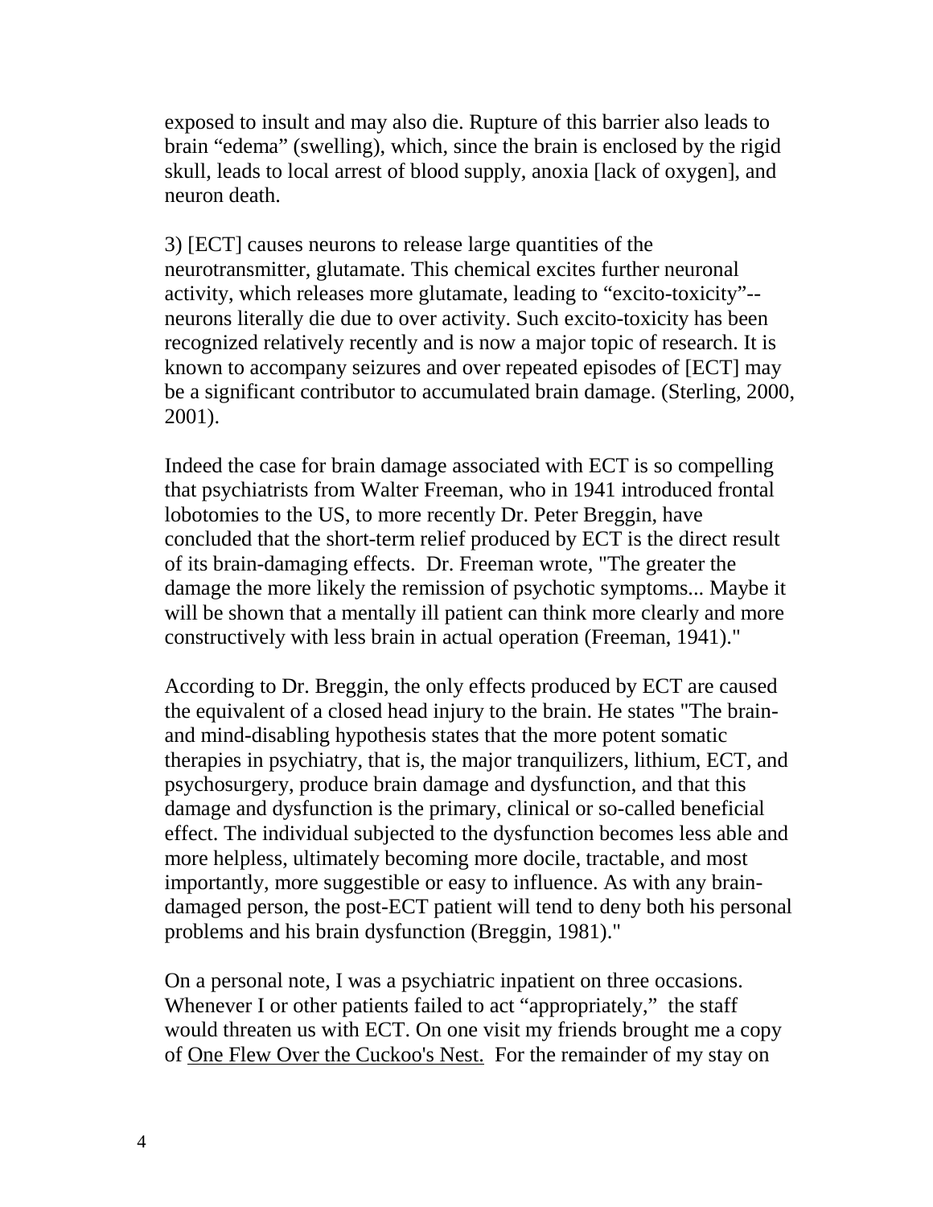exposed to insult and may also die. Rupture of this barrier also leads to brain "edema" (swelling), which, since the brain is enclosed by the rigid skull, leads to local arrest of blood supply, anoxia [lack of oxygen], and neuron death.

3) [ECT] causes neurons to release large quantities of the neurotransmitter, glutamate. This chemical excites further neuronal activity, which releases more glutamate, leading to "excito-toxicity"--neurons literally die due to over activity. Such excito-toxicity has been recognized relatively recently and is now a major topic of research. It is known to accompany seizures and over repeated episodes of [ECT] may be a significant contributor to accumulated brain damage. (Sterling, 2000, 2001).

Indeed the case for brain damage associated with ECT is so compelling that psychiatrists from Walter Freeman, who in 1941 introduced frontal lobotomies to the US, to more recently Dr. Peter Breggin, have concluded that the short-term relief produced by ECT is the direct result of its brain-damaging effects. Dr. Freeman wrote, "The greater the damage the more likely the remission of psychotic symptoms... Maybe it will be shown that a mentally ill patient can think more clearly and more constructively with less brain in actual operation (Freeman, 1941)."

According to Dr. Breggin, the only effects produced by ECT are caused the equivalent of a closed head injury to the brain. He states "The brain- and mind-disabling hypothesis states that the more potent somatic therapies in psychiatry, that is, the major tranquilizers, lithium, ECT, and psychosurgery, produce brain damage and dysfunction, and that this damage and dysfunction is the primary, clinical or so-called beneficial effect. The individual subjected to the dysfunction becomes less able and more helpless, ultimately becoming more docile, tractable, and most importantly, more suggestible or easy to influence. As with any brain-damaged person, the post-ECT patient will tend to deny both his personal problems and his brain dysfunction (Breggin, 1981)."

On a personal note, I was a psychiatric inpatient on three occasions. Whenever I or other patients failed to act "appropriately," the staff would threaten us with ECT. On one visit my friends brought me a copy of <u>One Flew Over the Cuckoo's Nest.</u> For the remainder of my stay on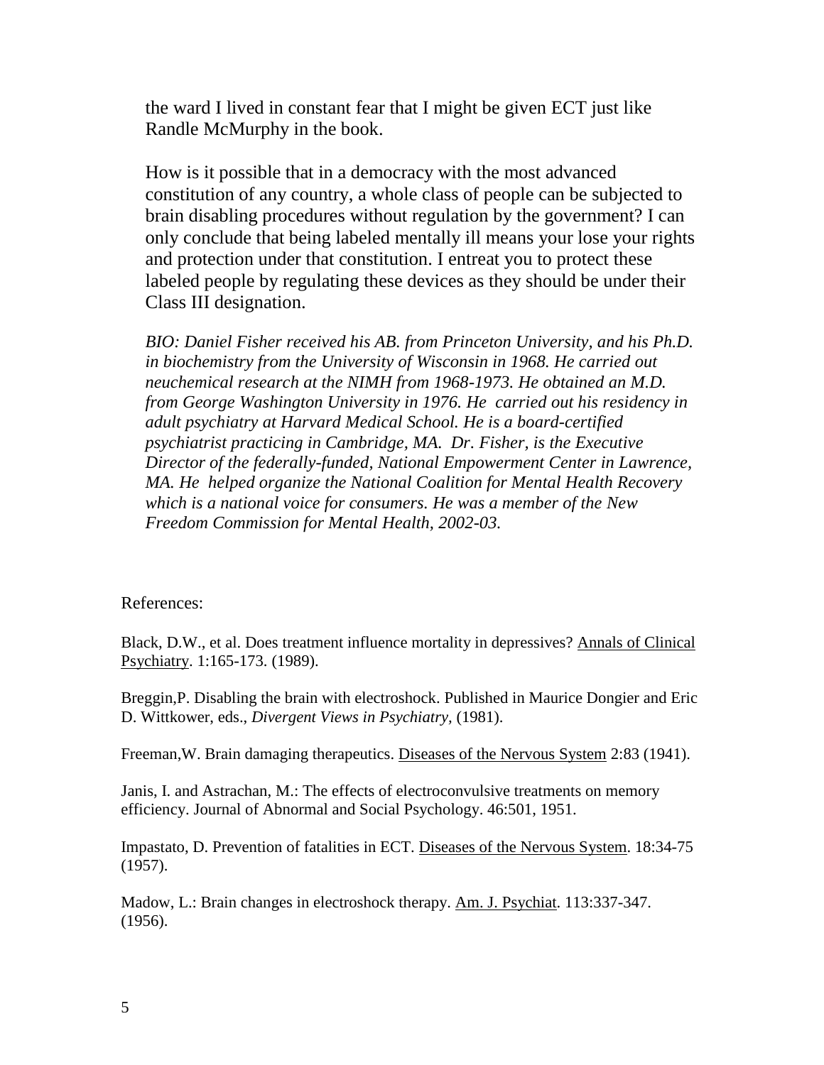the ward I lived in constant fear that I might be given ECT just like Randle McMurphy in the book.

How is it possible that in a democracy with the most advanced constitution of any country, a whole class of people can be subjected to brain disabling procedures without regulation by the government? I can only conclude that being labeled mentally ill means your lose your rights and protection under that constitution. I entreat you to protect these labeled people by regulating these devices as they should be under their Class III designation.

*BIO: Daniel Fisher received his AB. from Princeton University, and his Ph.D. in biochemistry from the University of Wisconsin in 1968. He carried out neuchemical research at the NIMH from 1968-1973. He obtained an M.D. from George Washington University in 1976. He carried out his residency in adult psychiatry at Harvard Medical School. He is a board-certified psychiatrist practicing in Cambridge, MA. Dr. Fisher, is the Executive Director of the federally-funded, National Empowerment Center in Lawrence, MA. He helped organize the National Coalition for Mental Health Recovery which is a national voice for consumers. He was a member of the New Freedom Commission for Mental Health, 2002-03.*

References:

Black, D.W., et al. Does treatment influence mortality in depressives? Annals of Clinical Psychiatry. 1:165-173. (1989).

Breggin,P. Disabling the brain with electroshock. Published in Maurice Dongier and Eric D. Wittkower, eds., *Divergent Views in Psychiatry,* (1981).

Freeman,W. Brain damaging therapeutics. Diseases of the Nervous System 2:83 (1941).

Janis, I. and Astrachan, M.: The effects of electroconvulsive treatments on memory efficiency. Journal of Abnormal and Social Psychology. 46:501, 1951.

Impastato, D. Prevention of fatalities in ECT. Diseases of the Nervous System. 18:34-75 (1957).

Madow, L.: Brain changes in electroshock therapy. Am. J. Psychiat. 113:337-347. (1956).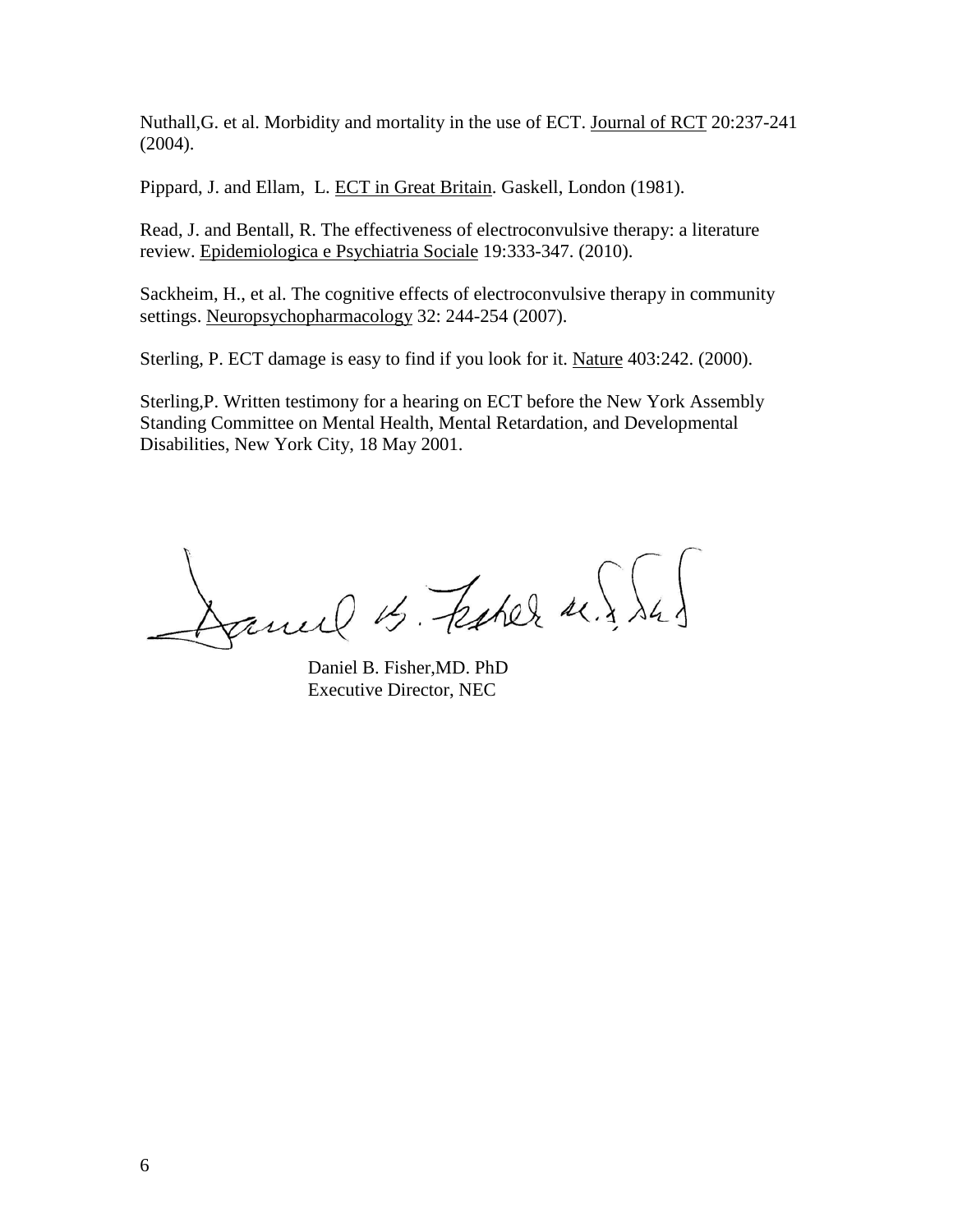Nuthall,G. et al. Morbidity and mortality in the use of ECT. Journal of RCT 20:237-241 (2004).

Pippard, J. and Ellam, L. ECT in Great Britain. Gaskell, London (1981).

Read, J. and Bentall, R. The effectiveness of electroconvulsive therapy: a literature review. Epidemiologica e Psychiatria Sociale 19:333-347. (2010).

Sackheim, H., et al. The cognitive effects of electroconvulsive therapy in community settings. Neuropsychopharmacology 32: 244-254 (2007).

Sterling, P. ECT damage is easy to find if you look for it. Nature 403:242. (2000).

Sterling,P. Written testimony for a hearing on ECT before the New York Assembly Standing Committee on Mental Health, Mental Retardation, and Developmental Disabilities, New York City, 18 May 2001.

Daniel B. Fisher,MD. PhD
Executive Director, NEC